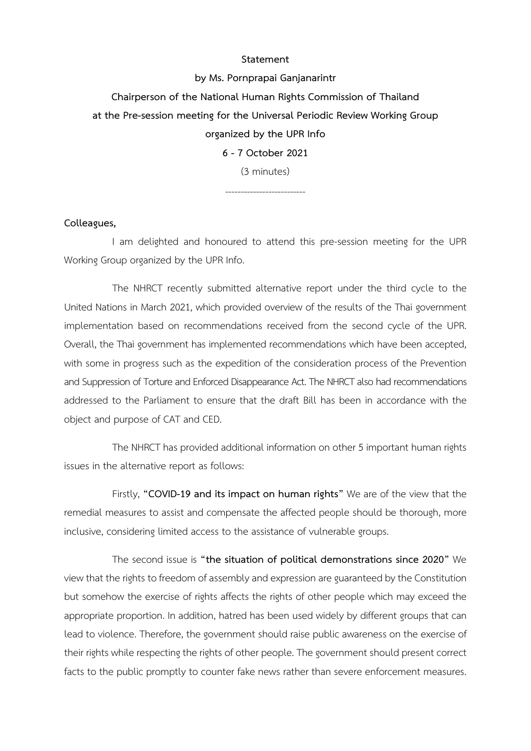**Statement**

**by Ms. Pornprapai Ganjanarintr**

**Chairperson of the National Human Rights Commission of Thailand**

**at the Pre-session meeting for the Universal Periodic Review Working Group**

**organized by the UPR Info**

**6 - 7 October 2021**

(3 minutes)

--------------------------

**Colleagues,**

I am delighted and honoured to attend this pre-session meeting for the UPR Working Group organized by the UPR Info.

The NHRCT recently submitted alternative report under the third cycle to the United Nations in March 2021, which provided overview of the results of the Thai government implementation based on recommendations received from the second cycle of the UPR. Overall, the Thai government has implemented recommendations which have been accepted, with some in progress such as the expedition of the consideration process of the Prevention and Suppression of Torture and Enforced Disappearance Act. The NHRCT also had recommendations addressed to the Parliament to ensure that the draft Bill has been in accordance with the object and purpose of CAT and CED.

The NHRCT has provided additional information on other 5 important human rights issues in the alternative report as follows:

Firstly, **"COVID-19 and its impact on human rights"** We are of the view that the remedial measures to assist and compensate the affected people should be thorough, more inclusive, considering limited access to the assistance of vulnerable groups.

The second issue is **"the situation of political demonstrations since 2020"** We view that the rights to freedom of assembly and expression are guaranteed by the Constitution but somehow the exercise of rights affects the rights of other people which may exceed the appropriate proportion. In addition, hatred has been used widely by different groups that can lead to violence. Therefore, the government should raise public awareness on the exercise of their rights while respecting the rights of other people. The government should present correct facts to the public promptly to counter fake news rather than severe enforcement measures.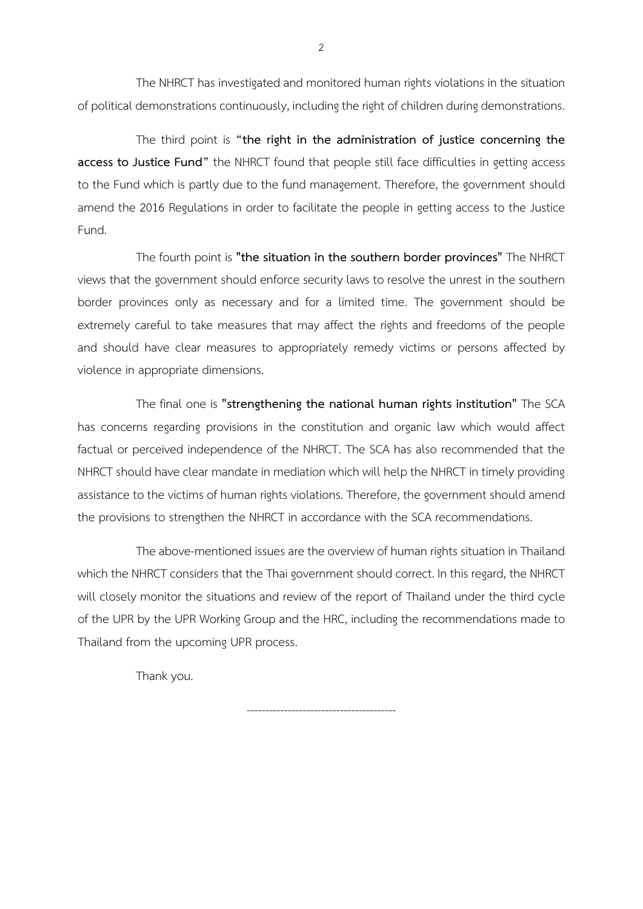The NHRCT has investigated and monitored human rights violations in the situation of political demonstrations continuously, including the right of children during demonstrations.

The third point is "**the right in the administration of justice concerning the access to Justice Fund**" the NHRCT found that people still face difficulties in getting access to the Fund which is partly due to the fund management. Therefore, the government should amend the 2016 Regulations in order to facilitate the people in getting access to the Justice Fund.

The fourth point is **"the situation in the southern border provinces"** The NHRCT views that the government should enforce security laws to resolve the unrest in the southern border provinces only as necessary and for a limited time. The government should be extremely careful to take measures that may affect the rights and freedoms of the people and should have clear measures to appropriately remedy victims or persons affected by violence in appropriate dimensions.

The final one is **"strengthening the national human rights institution"** The SCA has concerns regarding provisions in the constitution and organic law which would affect factual or perceived independence of the NHRCT. The SCA has also recommended that the NHRCT should have clear mandate in mediation which will help the NHRCT in timely providing assistance to the victims of human rights violations. Therefore, the government should amend the provisions to strengthen the NHRCT in accordance with the SCA recommendations.

The above-mentioned issues are the overview of human rights situation in Thailand which the NHRCT considers that the Thai government should correct. In this regard, the NHRCT will closely monitor the situations and review of the report of Thailand under the third cycle of the UPR by the UPR Working Group and the HRC, including the recommendations made to Thailand from the upcoming UPR process.

Thank you.

---------------------------------------